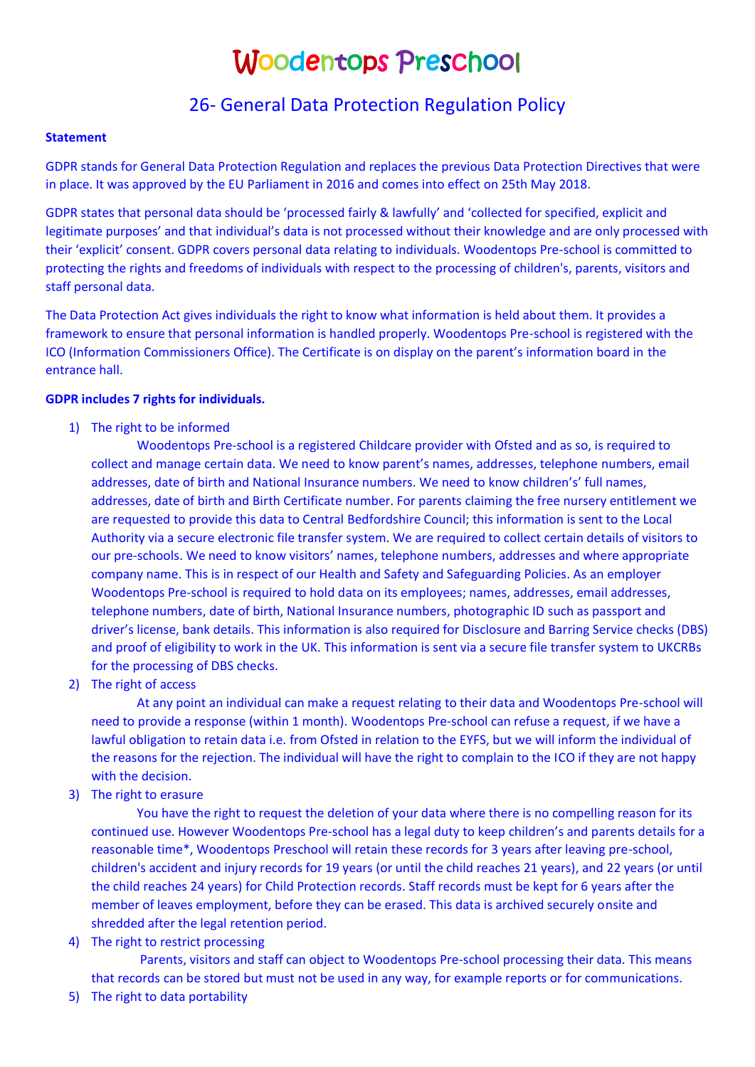# Woodentops Preschool

## 26- General Data Protection Regulation Policy

**Statement**

GDPR stands for General Data Protection Regulation and replaces the previous Data Protection Directives that were in place. It was approved by the EU Parliament in 2016 and comes into effect on 25th May 2018.

GDPR states that personal data should be 'processed fairly & lawfully' and 'collected for specified, explicit and legitimate purposes' and that individual's data is not processed without their knowledge and are only processed with their 'explicit' consent. GDPR covers personal data relating to individuals. Woodentops Pre-school is committed to protecting the rights and freedoms of individuals with respect to the processing of children's, parents, visitors and staff personal data.

The Data Protection Act gives individuals the right to know what information is held about them. It provides a framework to ensure that personal information is handled properly. Woodentops Pre-school is registered with the ICO (Information Commissioners Office). The Certificate is on display on the parent's information board in the entrance hall.

**GDPR includes 7 rights for individuals.**

1) The right to be informed

   Woodentops Pre-school is a registered Childcare provider with Ofsted and as so, is required to collect and manage certain data. We need to know parent's names, addresses, telephone numbers, email addresses, date of birth and National Insurance numbers. We need to know children's' full names, addresses, date of birth and Birth Certificate number. For parents claiming the free nursery entitlement we are requested to provide this data to Central Bedfordshire Council; this information is sent to the Local Authority via a secure electronic file transfer system. We are required to collect certain details of visitors to our pre-schools. We need to know visitors' names, telephone numbers, addresses and where appropriate company name. This is in respect of our Health and Safety and Safeguarding Policies. As an employer Woodentops Pre-school is required to hold data on its employees; names, addresses, email addresses, telephone numbers, date of birth, National Insurance numbers, photographic ID such as passport and driver's license, bank details. This information is also required for Disclosure and Barring Service checks (DBS) and proof of eligibility to work in the UK. This information is sent via a secure file transfer system to UKCRBs for the processing of DBS checks.

2) The right of access

   At any point an individual can make a request relating to their data and Woodentops Pre-school will need to provide a response (within 1 month). Woodentops Pre-school can refuse a request, if we have a lawful obligation to retain data i.e. from Ofsted in relation to the EYFS, but we will inform the individual of the reasons for the rejection. The individual will have the right to complain to the ICO if they are not happy with the decision.

3) The right to erasure

   You have the right to request the deletion of your data where there is no compelling reason for its continued use. However Woodentops Pre-school has a legal duty to keep children's and parents details for a reasonable time*, Woodentops Preschool will retain these records for 3 years after leaving pre-school, children's accident and injury records for 19 years (or until the child reaches 21 years), and 22 years (or until the child reaches 24 years) for Child Protection records. Staff records must be kept for 6 years after the member of leaves employment, before they can be erased. This data is archived securely onsite and shredded after the legal retention period.

4) The right to restrict processing

   Parents, visitors and staff can object to Woodentops Pre-school processing their data. This means that records can be stored but must not be used in any way, for example reports or for communications.

5) The right to data portability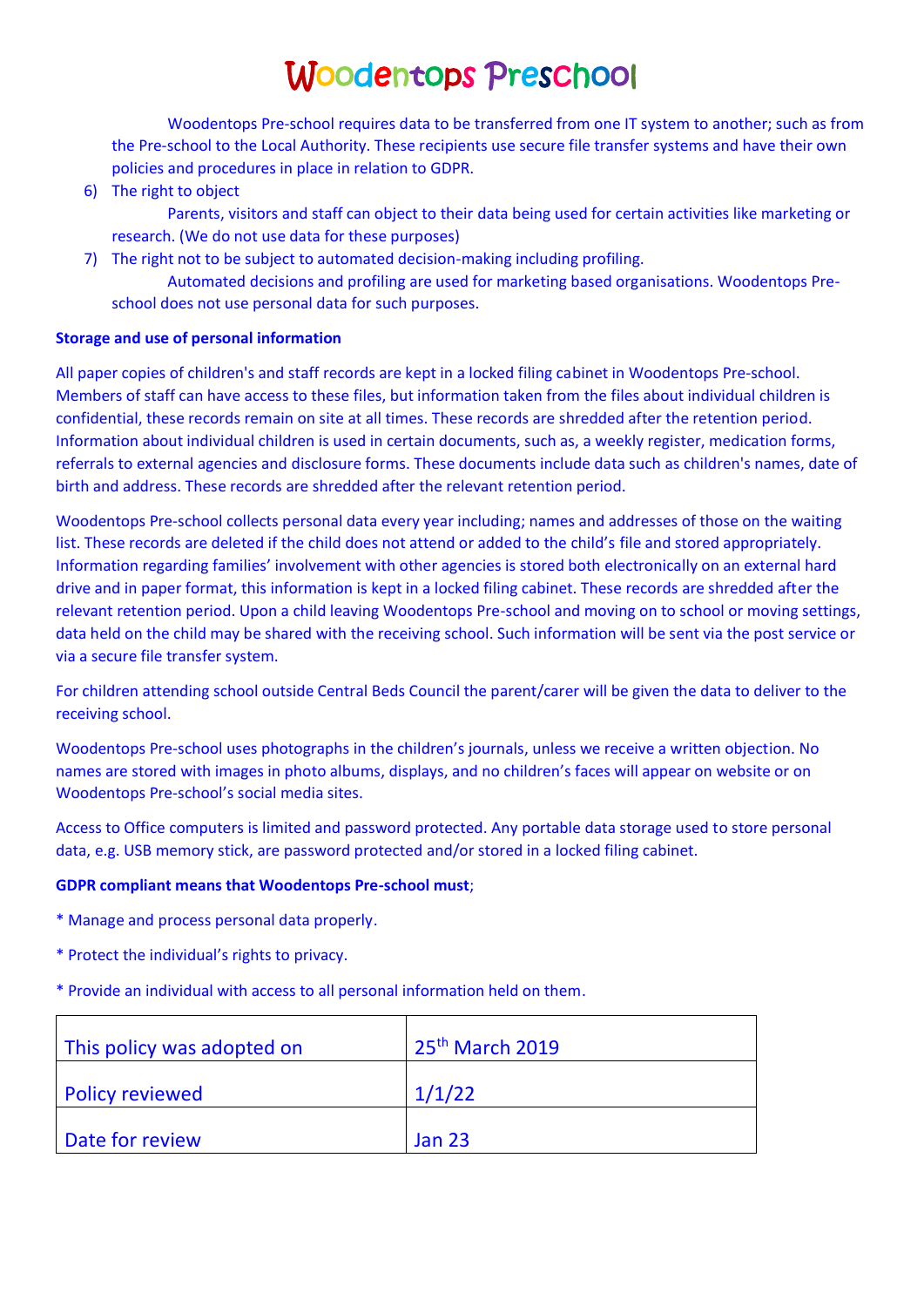Woodentops Pre-school requires data to be transferred from one IT system to another; such as from the Pre-school to the Local Authority. These recipients use secure file transfer systems and have their own policies and procedures in place in relation to GDPR.

6) The right to object

   Parents, visitors and staff can object to their data being used for certain activities like marketing or research. (We do not use data for these purposes)

7) The right not to be subject to automated decision-making including profiling.

   Automated decisions and profiling are used for marketing based organisations. Woodentops Pre-school does not use personal data for such purposes.

**Storage and use of personal information**

All paper copies of children's and staff records are kept in a locked filing cabinet in Woodentops Pre-school. Members of staff can have access to these files, but information taken from the files about individual children is confidential, these records remain on site at all times. These records are shredded after the retention period. Information about individual children is used in certain documents, such as, a weekly register, medication forms, referrals to external agencies and disclosure forms. These documents include data such as children's names, date of birth and address. These records are shredded after the relevant retention period.

Woodentops Pre-school collects personal data every year including; names and addresses of those on the waiting list. These records are deleted if the child does not attend or added to the child's file and stored appropriately. Information regarding families' involvement with other agencies is stored both electronically on an external hard drive and in paper format, this information is kept in a locked filing cabinet. These records are shredded after the relevant retention period. Upon a child leaving Woodentops Pre-school and moving on to school or moving settings, data held on the child may be shared with the receiving school. Such information will be sent via the post service or via a secure file transfer system.

For children attending school outside Central Beds Council the parent/carer will be given the data to deliver to the receiving school.

Woodentops Pre-school uses photographs in the children's journals, unless we receive a written objection. No names are stored with images in photo albums, displays, and no children's faces will appear on website or on Woodentops Pre-school's social media sites.

Access to Office computers is limited and password protected. Any portable data storage used to store personal data, e.g. USB memory stick, are password protected and/or stored in a locked filing cabinet.

**GDPR compliant means that Woodentops Pre-school must**;

* Manage and process personal data properly.

* Protect the individual's rights to privacy.

* Provide an individual with access to all personal information held on them.

| | |
|---|---|
| This policy was adopted on | 25th March 2019 |
| Policy reviewed | 1/1/22 |
| Date for review | Jan 23 |